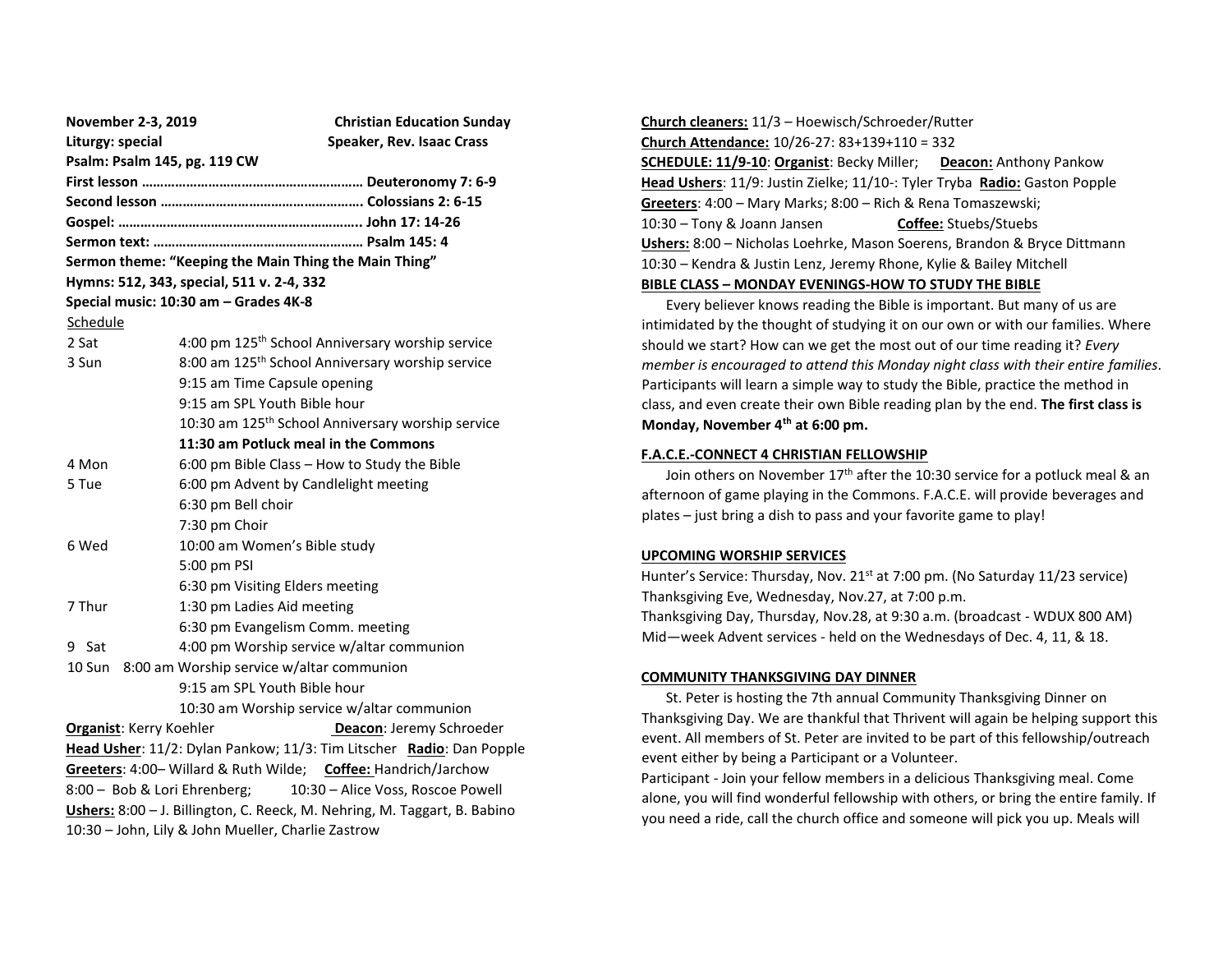**November 2-3, 2019** **Christian Education Sunday**

**Liturgy: special** **Speaker, Rev. Isaac Crass**

**Psalm: Psalm 145, pg. 119 CW**

**First lesson …………………………………………………… Deuteronomy 7: 6-9**

**Second lesson ………………………………………………. Colossians 2: 6-15**

**Gospel: ……………………………………………………….. John 17: 14-26**

**Sermon text: ………………………………………………… Psalm 145: 4**

**Sermon theme: "Keeping the Main Thing the Main Thing"**

**Hymns: 512, 343, special, 511 v. 2-4, 332**

**Special music: 10:30 am – Grades 4K-8**

Schedule

| | |
|---|---|
| 2 Sat | 4:00 pm 125th School Anniversary worship service |
| 3 Sun | 8:00 am 125th School Anniversary worship service |
| | 9:15 am Time Capsule opening |
| | 9:15 am SPL Youth Bible hour |
| | 10:30 am 125th School Anniversary worship service |
| | **11:30 am Potluck meal in the Commons** |
| 4 Mon | 6:00 pm Bible Class – How to Study the Bible |
| 5 Tue | 6:00 pm Advent by Candlelight meeting |
| | 6:30 pm Bell choir |
| | 7:30 pm Choir |
| 6 Wed | 10:00 am Women's Bible study |
| | 5:00 pm PSI |
| | 6:30 pm Visiting Elders meeting |
| 7 Thur | 1:30 pm Ladies Aid meeting |
| | 6:30 pm Evangelism Comm. meeting |
| 9 Sat | 4:00 pm Worship service w/altar communion |
| 10 Sun | 8:00 am Worship service w/altar communion |
| | 9:15 am SPL Youth Bible hour |
| | 10:30 am Worship service w/altar communion |

**Organist**: Kerry Koehler **Deacon**: Jeremy Schroeder

**Head Usher**: 11/2: Dylan Pankow; 11/3: Tim Litscher **Radio**: Dan Popple

**Greeters**: 4:00– Willard & Ruth Wilde; **Coffee:** Handrich/Jarchow

8:00 – Bob & Lori Ehrenberg; 10:30 – Alice Voss, Roscoe Powell

**Ushers:** 8:00 – J. Billington, C. Reeck, M. Nehring, M. Taggart, B. Babino

10:30 – John, Lily & John Mueller, Charlie Zastrow

**Church cleaners:** 11/3 – Hoewisch/Schroeder/Rutter

**Church Attendance:** 10/26-27: 83+139+110 = 332

**SCHEDULE: 11/9-10**: **Organist**: Becky Miller; **Deacon:** Anthony Pankow

**Head Ushers**: 11/9: Justin Zielke; 11/10-: Tyler Tryba **Radio:** Gaston Popple

**Greeters**: 4:00 – Mary Marks; 8:00 – Rich & Rena Tomaszewski;

10:30 – Tony & Joann Jansen **Coffee:** Stuebs/Stuebs

**Ushers:** 8:00 – Nicholas Loehrke, Mason Soerens, Brandon & Bryce Dittmann

10:30 – Kendra & Justin Lenz, Jeremy Rhone, Kylie & Bailey Mitchell

## BIBLE CLASS – MONDAY EVENINGS-HOW TO STUDY THE BIBLE

Every believer knows reading the Bible is important. But many of us are intimidated by the thought of studying it on our own or with our families. Where should we start? How can we get the most out of our time reading it? *Every member is encouraged to attend this Monday night class with their entire families*. Participants will learn a simple way to study the Bible, practice the method in class, and even create their own Bible reading plan by the end. **The first class is Monday, November 4th at 6:00 pm.**

## F.A.C.E.-CONNECT 4 CHRISTIAN FELLOWSHIP

Join others on November 17th after the 10:30 service for a potluck meal & an afternoon of game playing in the Commons. F.A.C.E. will provide beverages and plates – just bring a dish to pass and your favorite game to play!

## UPCOMING WORSHIP SERVICES

Hunter's Service: Thursday, Nov. 21st at 7:00 pm. (No Saturday 11/23 service)
Thanksgiving Eve, Wednesday, Nov.27, at 7:00 p.m.
Thanksgiving Day, Thursday, Nov.28, at 9:30 a.m. (broadcast - WDUX 800 AM)
Mid—week Advent services - held on the Wednesdays of Dec. 4, 11, & 18.

## COMMUNITY THANKSGIVING DAY DINNER

St. Peter is hosting the 7th annual Community Thanksgiving Dinner on Thanksgiving Day. We are thankful that Thrivent will again be helping support this event. All members of St. Peter are invited to be part of this fellowship/outreach event either by being a Participant or a Volunteer.

Participant - Join your fellow members in a delicious Thanksgiving meal. Come alone, you will find wonderful fellowship with others, or bring the entire family. If you need a ride, call the church office and someone will pick you up. Meals will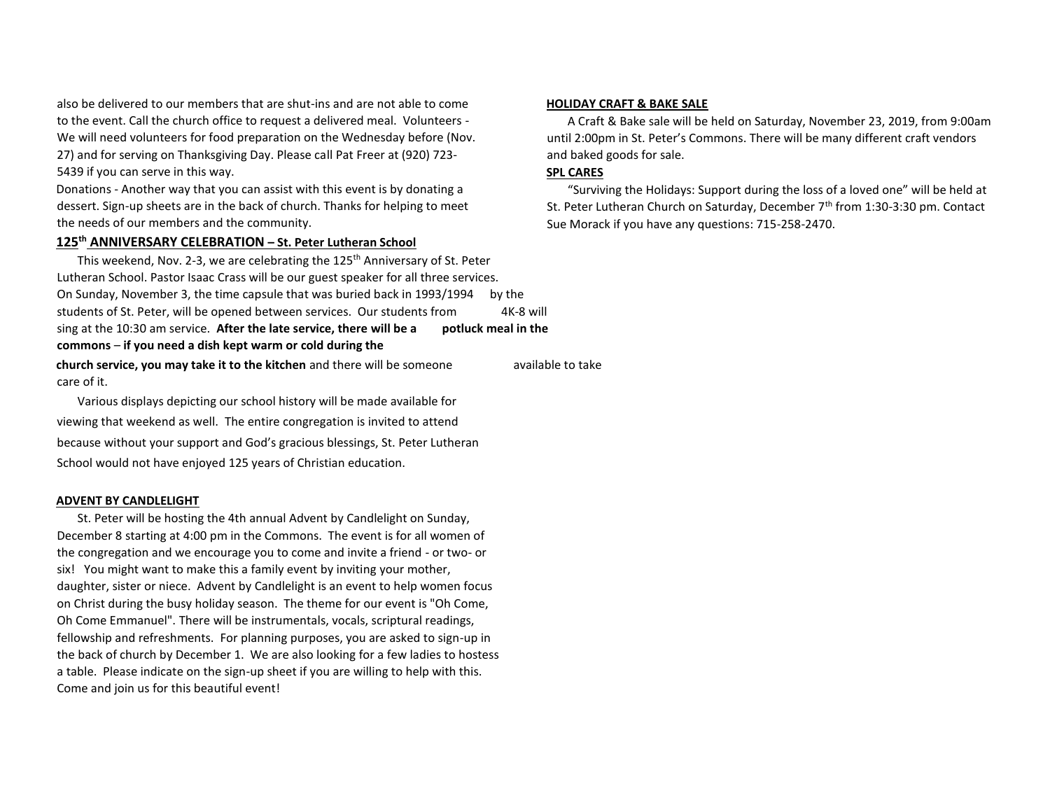also be delivered to our members that are shut-ins and are not able to come to the event. Call the church office to request a delivered meal. Volunteers - We will need volunteers for food preparation on the Wednesday before (Nov. 27) and for serving on Thanksgiving Day. Please call Pat Freer at (920) 723-5439 if you can serve in this way.

Donations - Another way that you can assist with this event is by donating a dessert. Sign-up sheets are in the back of church. Thanks for helping to meet the needs of our members and the community.

## 125th ANNIVERSARY CELEBRATION – St. Peter Lutheran School

This weekend, Nov. 2-3, we are celebrating the 125th Anniversary of St. Peter Lutheran School. Pastor Isaac Crass will be our guest speaker for all three services. On Sunday, November 3, the time capsule that was buried back in 1993/1994 by the students of St. Peter, will be opened between services. Our students from 4K-8 will sing at the 10:30 am service. **After the late service, there will be a potluck meal in the commons** – **if you need a dish kept warm or cold during the church service, you may take it to the kitchen** and there will be someone available to take care of it.

Various displays depicting our school history will be made available for viewing that weekend as well. The entire congregation is invited to attend because without your support and God's gracious blessings, St. Peter Lutheran School would not have enjoyed 125 years of Christian education.

## ADVENT BY CANDLELIGHT

St. Peter will be hosting the 4th annual Advent by Candlelight on Sunday, December 8 starting at 4:00 pm in the Commons. The event is for all women of the congregation and we encourage you to come and invite a friend - or two- or six! You might want to make this a family event by inviting your mother, daughter, sister or niece. Advent by Candlelight is an event to help women focus on Christ during the busy holiday season. The theme for our event is "Oh Come, Oh Come Emmanuel". There will be instrumentals, vocals, scriptural readings, fellowship and refreshments. For planning purposes, you are asked to sign-up in the back of church by December 1. We are also looking for a few ladies to hostess a table. Please indicate on the sign-up sheet if you are willing to help with this. Come and join us for this beautiful event!

## HOLIDAY CRAFT & BAKE SALE

A Craft & Bake sale will be held on Saturday, November 23, 2019, from 9:00am until 2:00pm in St. Peter's Commons. There will be many different craft vendors and baked goods for sale.

## SPL CARES

"Surviving the Holidays: Support during the loss of a loved one" will be held at St. Peter Lutheran Church on Saturday, December 7th from 1:30-3:30 pm. Contact Sue Morack if you have any questions: 715-258-2470.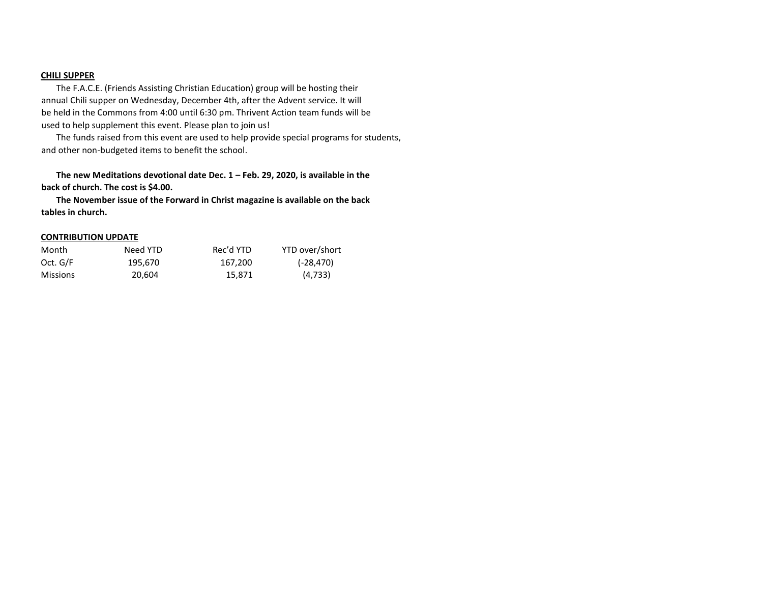**CHILI SUPPER**

The F.A.C.E. (Friends Assisting Christian Education) group will be hosting their annual Chili supper on Wednesday, December 4th, after the Advent service. It will be held in the Commons from 4:00 until 6:30 pm. Thrivent Action team funds will be used to help supplement this event. Please plan to join us!

The funds raised from this event are used to help provide special programs for students, and other non-budgeted items to benefit the school.

**The new Meditations devotional date Dec. 1 – Feb. 29, 2020, is available in the back of church. The cost is $4.00.**

**The November issue of the Forward in Christ magazine is available on the back tables in church.**

**CONTRIBUTION UPDATE**

| Month | Need YTD | Rec'd YTD | YTD over/short |
|---|---|---|---|
| Oct. G/F | 195,670 | 167,200 | (-28,470) |
| Missions | 20,604 | 15,871 | (4,733) |